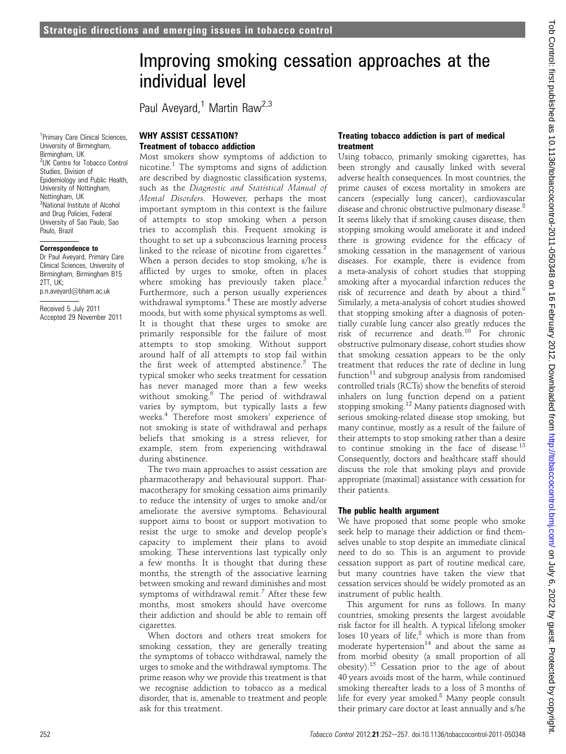# Improving smoking cessation approaches at the individual level

Paul Aveyard,[1] Martin Raw[2,3]

[1]Primary Care Clinical Sciences, University of Birmingham, Birmingham, UK
[2]UK Centre for Tobacco Control Studies, Division of Epidemiology and Public Health, University of Nottingham, Nottingham, UK
[3]National Institute of Alcohol and Drug Policies, Federal University of Sao Paulo, Sao Paulo, Brazil

**Correspondence to**
Dr Paul Aveyard, Primary Care Clinical Sciences, University of Birmingham, Birmingham B15 2TT, UK; p.n.aveyard@bham.ac.uk

Received 5 July 2011
Accepted 29 November 2011

## WHY ASSIST CESSATION?

### Treatment of tobacco addiction

Most smokers show symptoms of addiction to nicotine.[1] The symptoms and signs of addiction are described by diagnostic classification systems, such as the *Diagnostic and Statistical Manual of Mental Disorders*. However, perhaps the most important symptom in this context is the failure of attempts to stop smoking when a person tries to accomplish this. Frequent smoking is thought to set up a subconscious learning process linked to the release of nicotine from cigarettes.[2] When a person decides to stop smoking, s/he is afflicted by urges to smoke, often in places where smoking has previously taken place.[3] Furthermore, such a person usually experiences withdrawal symptoms.[4] These are mostly adverse moods, but with some physical symptoms as well. It is thought that these urges to smoke are primarily responsible for the failure of most attempts to stop smoking. Without support around half of all attempts to stop fail within the first week of attempted abstinence.[5] The typical smoker who seeks treatment for cessation has never managed more than a few weeks without smoking.[6] The period of withdrawal varies by symptom, but typically lasts a few weeks.[4] Therefore most smokers' experience of not smoking is state of withdrawal and perhaps beliefs that smoking is a stress reliever, for example, stem from experiencing withdrawal during abstinence.

The two main approaches to assist cessation are pharmacotherapy and behavioural support. Pharmacotherapy for smoking cessation aims primarily to reduce the intensity of urges to smoke and/or ameliorate the aversive symptoms. Behavioural support aims to boost or support motivation to resist the urge to smoke and develop people's capacity to implement their plans to avoid smoking. These interventions last typically only a few months. It is thought that during these months, the strength of the associative learning between smoking and reward diminishes and most symptoms of withdrawal remit.[7] After these few months, most smokers should have overcome their addiction and should be able to remain off cigarettes.

When doctors and others treat smokers for smoking cessation, they are generally treating the symptoms of tobacco withdrawal, namely the urges to smoke and the withdrawal symptoms. The prime reason why we provide this treatment is that we recognise addiction to tobacco as a medical disorder, that is, amenable to treatment and people ask for this treatment.

### Treating tobacco addiction is part of medical treatment

Using tobacco, primarily smoking cigarettes, has been strongly and causally linked with several adverse health consequences. In most countries, the prime causes of excess mortality in smokers are cancers (especially lung cancer), cardiovascular disease and chronic obstructive pulmonary disease.[8] It seems likely that if smoking causes disease, then stopping smoking would ameliorate it and indeed there is growing evidence for the efficacy of smoking cessation in the management of various diseases. For example, there is evidence from a meta-analysis of cohort studies that stopping smoking after a myocardial infarction reduces the risk of recurrence and death by about a third.[9] Similarly, a meta-analysis of cohort studies showed that stopping smoking after a diagnosis of potentially curable lung cancer also greatly reduces the risk of recurrence and death.[10] For chronic obstructive pulmonary disease, cohort studies show that smoking cessation appears to be the only treatment that reduces the rate of decline in lung function[11] and subgroup analysis from randomised controlled trials (RCTs) show the benefits of steroid inhalers on lung function depend on a patient stopping smoking.[12] Many patients diagnosed with serious smoking-related disease stop smoking, but many continue, mostly as a result of the failure of their attempts to stop smoking rather than a desire to continue smoking in the face of disease.[13] Consequently, doctors and healthcare staff should discuss the role that smoking plays and provide appropriate (maximal) assistance with cessation for their patients.

### The public health argument

We have proposed that some people who smoke seek help to manage their addiction or find themselves unable to stop despite an immediate clinical need to do so. This is an argument to provide cessation support as part of routine medical care, but many countries have taken the view that cessation services should be widely promoted as an instrument of public health.

This argument for runs as follows. In many countries, smoking presents the largest avoidable risk factor for ill health. A typical lifelong smoker loses 10 years of life,[8] which is more than from moderate hypertension[14] and about the same as from morbid obesity (a small proportion of all obesity).[15] Cessation prior to the age of about 40 years avoids most of the harm, while continued smoking thereafter leads to a loss of 3 months of life for every year smoked.[8] Many people consult their primary care doctor at least annually and s/he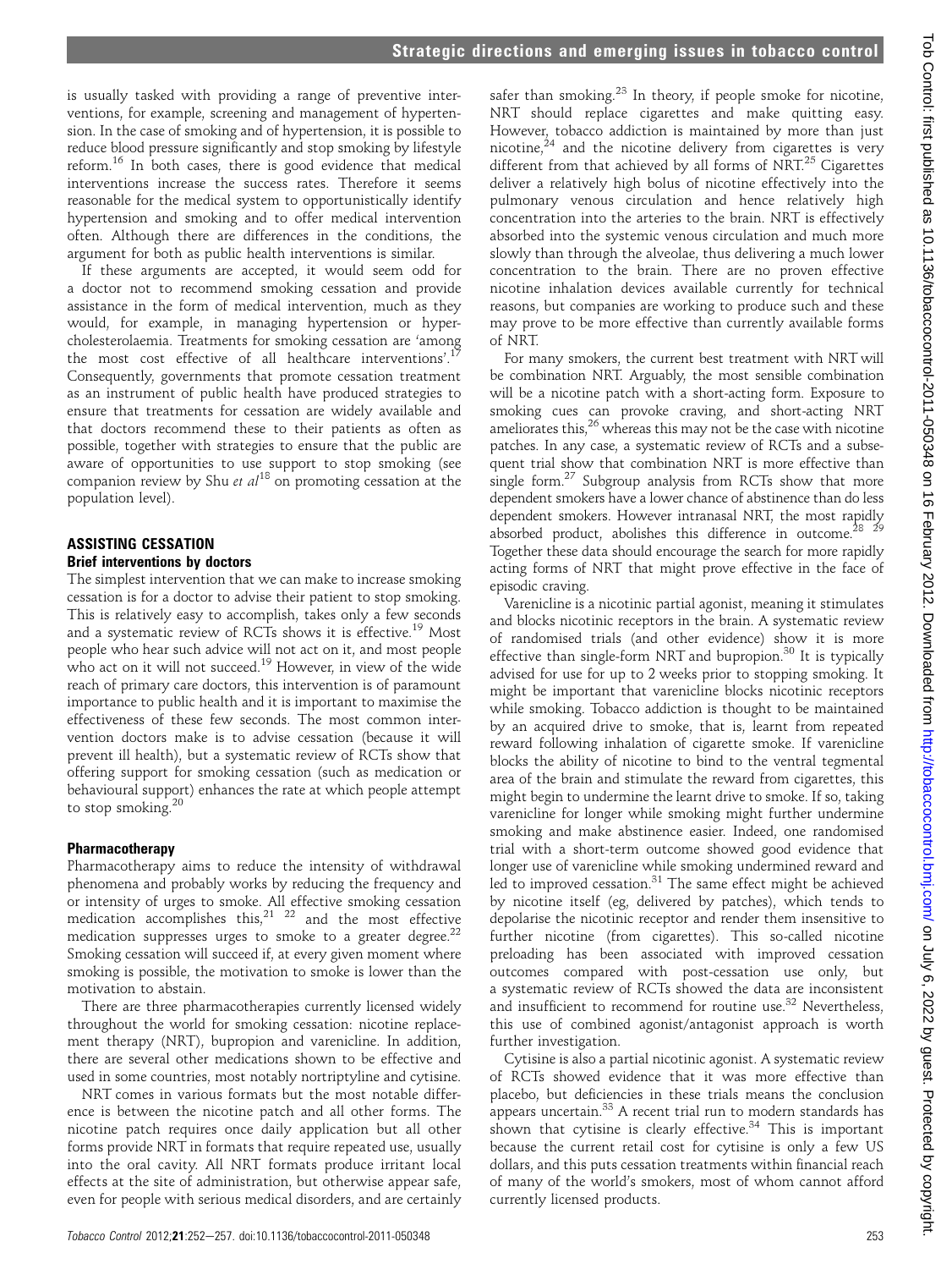is usually tasked with providing a range of preventive interventions, for example, screening and management of hypertension. In the case of smoking and of hypertension, it is possible to reduce blood pressure significantly and stop smoking by lifestyle reform.[16] In both cases, there is good evidence that medical interventions increase the success rates. Therefore it seems reasonable for the medical system to opportunistically identify hypertension and smoking and to offer medical intervention often. Although there are differences in the conditions, the argument for both as public health interventions is similar.

If these arguments are accepted, it would seem odd for a doctor not to recommend smoking cessation and provide assistance in the form of medical intervention, much as they would, for example, in managing hypertension or hypercholesterolaemia. Treatments for smoking cessation are 'among the most cost effective of all healthcare interventions'.[17] Consequently, governments that promote cessation treatment as an instrument of public health have produced strategies to ensure that treatments for cessation are widely available and that doctors recommend these to their patients as often as possible, together with strategies to ensure that the public are aware of opportunities to use support to stop smoking (see companion review by Shu *et al*[18] on promoting cessation at the population level).

## ASSISTING CESSATION

### Brief interventions by doctors

The simplest intervention that we can make to increase smoking cessation is for a doctor to advise their patient to stop smoking. This is relatively easy to accomplish, takes only a few seconds and a systematic review of RCTs shows it is effective.[19] Most people who hear such advice will not act on it, and most people who act on it will not succeed.[19] However, in view of the wide reach of primary care doctors, this intervention is of paramount importance to public health and it is important to maximise the effectiveness of these few seconds. The most common intervention doctors make is to advise cessation (because it will prevent ill health), but a systematic review of RCTs show that offering support for smoking cessation (such as medication or behavioural support) enhances the rate at which people attempt to stop smoking.[20]

### Pharmacotherapy

Pharmacotherapy aims to reduce the intensity of withdrawal phenomena and probably works by reducing the frequency and or intensity of urges to smoke. All effective smoking cessation medication accomplishes this,[21 22] and the most effective medication suppresses urges to smoke to a greater degree.[22] Smoking cessation will succeed if, at every given moment where smoking is possible, the motivation to smoke is lower than the motivation to abstain.

There are three pharmacotherapies currently licensed widely throughout the world for smoking cessation: nicotine replacement therapy (NRT), bupropion and varenicline. In addition, there are several other medications shown to be effective and used in some countries, most notably nortriptyline and cytisine.

NRT comes in various formats but the most notable difference is between the nicotine patch and all other forms. The nicotine patch requires once daily application but all other forms provide NRT in formats that require repeated use, usually into the oral cavity. All NRT formats produce irritant local effects at the site of administration, but otherwise appear safe, even for people with serious medical disorders, and are certainly safer than smoking.[23] In theory, if people smoke for nicotine, NRT should replace cigarettes and make quitting easy. However, tobacco addiction is maintained by more than just nicotine,[24] and the nicotine delivery from cigarettes is very different from that achieved by all forms of NRT.[25] Cigarettes deliver a relatively high bolus of nicotine effectively into the pulmonary venous circulation and hence relatively high concentration into the arteries to the brain. NRT is effectively absorbed into the systemic venous circulation and much more slowly than through the alveolae, thus delivering a much lower concentration to the brain. There are no proven effective nicotine inhalation devices available currently for technical reasons, but companies are working to produce such and these may prove to be more effective than currently available forms of NRT.

For many smokers, the current best treatment with NRT will be combination NRT. Arguably, the most sensible combination will be a nicotine patch with a short-acting form. Exposure to smoking cues can provoke craving, and short-acting NRT ameliorates this,[26] whereas this may not be the case with nicotine patches. In any case, a systematic review of RCTs and a subsequent trial show that combination NRT is more effective than single form.[27] Subgroup analysis from RCTs show that more dependent smokers have a lower chance of abstinence than do less dependent smokers. However intranasal NRT, the most rapidly absorbed product, abolishes this difference in outcome.[28 29] Together these data should encourage the search for more rapidly acting forms of NRT that might prove effective in the face of episodic craving.

Varenicline is a nicotinic partial agonist, meaning it stimulates and blocks nicotinic receptors in the brain. A systematic review of randomised trials (and other evidence) show it is more effective than single-form NRT and bupropion.[30] It is typically advised for use for up to 2 weeks prior to stopping smoking. It might be important that varenicline blocks nicotinic receptors while smoking. Tobacco addiction is thought to be maintained by an acquired drive to smoke, that is, learnt from repeated reward following inhalation of cigarette smoke. If varenicline blocks the ability of nicotine to bind to the ventral tegmental area of the brain and stimulate the reward from cigarettes, this might begin to undermine the learnt drive to smoke. If so, taking varenicline for longer while smoking might further undermine smoking and make abstinence easier. Indeed, one randomised trial with a short-term outcome showed good evidence that longer use of varenicline while smoking undermined reward and led to improved cessation.[31] The same effect might be achieved by nicotine itself (eg, delivered by patches), which tends to depolarise the nicotinic receptor and render them insensitive to further nicotine (from cigarettes). This so-called nicotine preloading has been associated with improved cessation outcomes compared with post-cessation use only, but a systematic review of RCTs showed the data are inconsistent and insufficient to recommend for routine use.[32] Nevertheless, this use of combined agonist/antagonist approach is worth further investigation.

Cytisine is also a partial nicotinic agonist. A systematic review of RCTs showed evidence that it was more effective than placebo, but deficiencies in these trials means the conclusion appears uncertain.[33] A recent trial run to modern standards has shown that cytisine is clearly effective.[34] This is important because the current retail cost for cytisine is only a few US dollars, and this puts cessation treatments within financial reach of many of the world's smokers, most of whom cannot afford currently licensed products.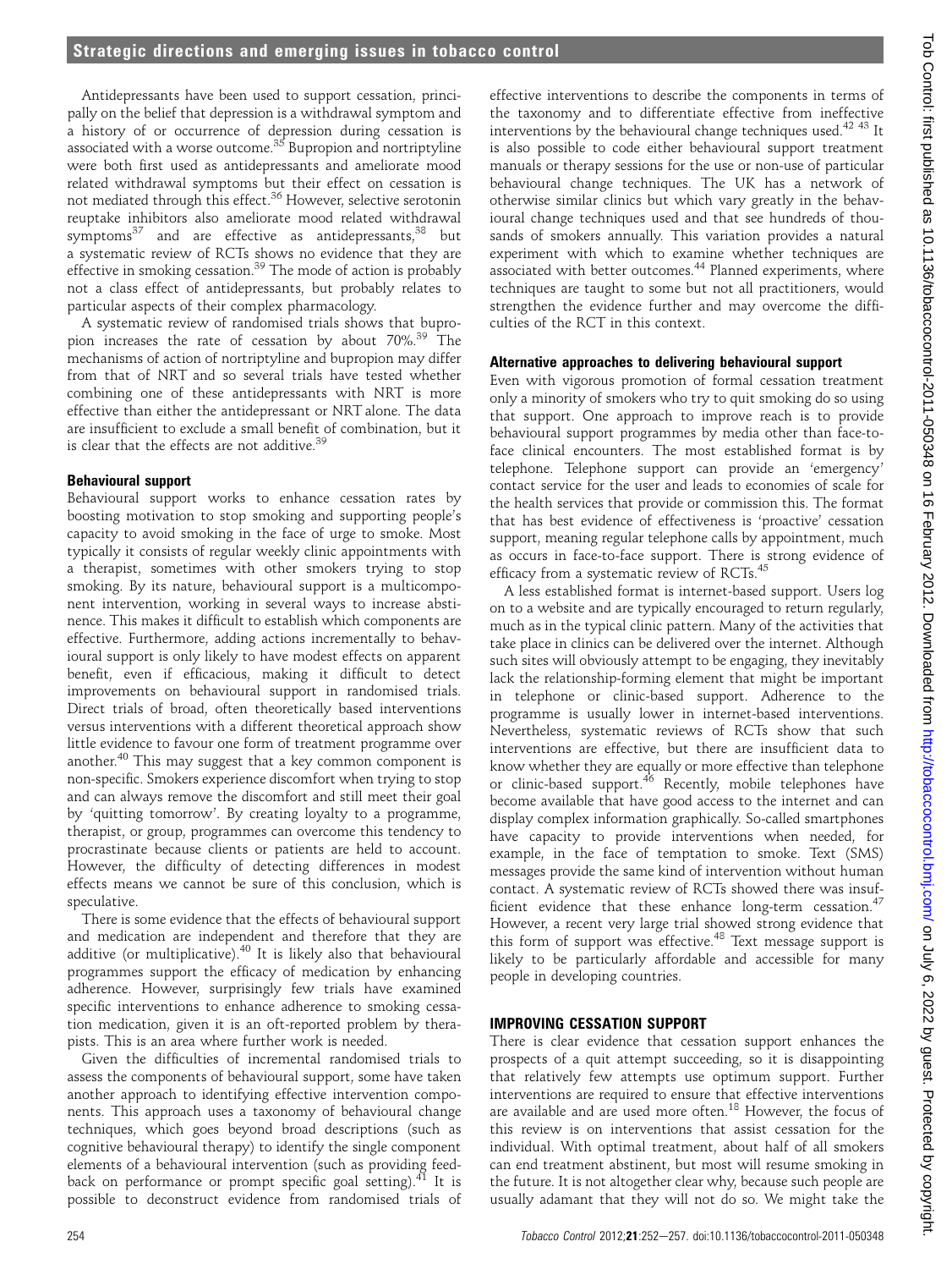Antidepressants have been used to support cessation, principally on the belief that depression is a withdrawal symptom and a history of or occurrence of depression during cessation is associated with a worse outcome.[35] Bupropion and nortriptyline were both first used as antidepressants and ameliorate mood related withdrawal symptoms but their effect on cessation is not mediated through this effect.[36] However, selective serotonin reuptake inhibitors also ameliorate mood related withdrawal symptoms[37] and are effective as antidepressants,[38] but a systematic review of RCTs shows no evidence that they are effective in smoking cessation.[39] The mode of action is probably not a class effect of antidepressants, but probably relates to particular aspects of their complex pharmacology.

A systematic review of randomised trials shows that bupropion increases the rate of cessation by about 70%.[39] The mechanisms of action of nortriptyline and bupropion may differ from that of NRT and so several trials have tested whether combining one of these antidepressants with NRT is more effective than either the antidepressant or NRT alone. The data are insufficient to exclude a small benefit of combination, but it is clear that the effects are not additive.[39]

### Behavioural support

Behavioural support works to enhance cessation rates by boosting motivation to stop smoking and supporting people's capacity to avoid smoking in the face of urge to smoke. Most typically it consists of regular weekly clinic appointments with a therapist, sometimes with other smokers trying to stop smoking. By its nature, behavioural support is a multicomponent intervention, working in several ways to increase abstinence. This makes it difficult to establish which components are effective. Furthermore, adding actions incrementally to behavioural support is only likely to have modest effects on apparent benefit, even if efficacious, making it difficult to detect improvements on behavioural support in randomised trials. Direct trials of broad, often theoretically based interventions versus interventions with a different theoretical approach show little evidence to favour one form of treatment programme over another.[40] This may suggest that a key common component is non-specific. Smokers experience discomfort when trying to stop and can always remove the discomfort and still meet their goal by 'quitting tomorrow'. By creating loyalty to a programme, therapist, or group, programmes can overcome this tendency to procrastinate because clients or patients are held to account. However, the difficulty of detecting differences in modest effects means we cannot be sure of this conclusion, which is speculative.

There is some evidence that the effects of behavioural support and medication are independent and therefore that they are additive (or multiplicative).[40] It is likely also that behavioural programmes support the efficacy of medication by enhancing adherence. However, surprisingly few trials have examined specific interventions to enhance adherence to smoking cessation medication, given it is an oft-reported problem by therapists. This is an area where further work is needed.

Given the difficulties of incremental randomised trials to assess the components of behavioural support, some have taken another approach to identifying effective intervention components. This approach uses a taxonomy of behavioural change techniques, which goes beyond broad descriptions (such as cognitive behavioural therapy) to identify the single component elements of a behavioural intervention (such as providing feedback on performance or prompt specific goal setting).[41] It is possible to deconstruct evidence from randomised trials of effective interventions to describe the components in terms of the taxonomy and to differentiate effective from ineffective interventions by the behavioural change techniques used.[42 43] It is also possible to code either behavioural support treatment manuals or therapy sessions for the use or non-use of particular behavioural change techniques. The UK has a network of otherwise similar clinics but which vary greatly in the behavioural change techniques used and that see hundreds of thousands of smokers annually. This variation provides a natural experiment with which to examine whether techniques are associated with better outcomes.[44] Planned experiments, where techniques are taught to some but not all practitioners, would strengthen the evidence further and may overcome the difficulties of the RCT in this context.

### Alternative approaches to delivering behavioural support

Even with vigorous promotion of formal cessation treatment only a minority of smokers who try to quit smoking do so using that support. One approach to improve reach is to provide behavioural support programmes by media other than face-to-face clinical encounters. The most established format is by telephone. Telephone support can provide an 'emergency' contact service for the user and leads to economies of scale for the health services that provide or commission this. The format that has best evidence of effectiveness is 'proactive' cessation support, meaning regular telephone calls by appointment, much as occurs in face-to-face support. There is strong evidence of efficacy from a systematic review of RCTs.[45]

A less established format is internet-based support. Users log on to a website and are typically encouraged to return regularly, much as in the typical clinic pattern. Many of the activities that take place in clinics can be delivered over the internet. Although such sites will obviously attempt to be engaging, they inevitably lack the relationship-forming element that might be important in telephone or clinic-based support. Adherence to the programme is usually lower in internet-based interventions. Nevertheless, systematic reviews of RCTs show that such interventions are effective, but there are insufficient data to know whether they are equally or more effective than telephone or clinic-based support.[46] Recently, mobile telephones have become available that have good access to the internet and can display complex information graphically. So-called smartphones have capacity to provide interventions when needed, for example, in the face of temptation to smoke. Text (SMS) messages provide the same kind of intervention without human contact. A systematic review of RCTs showed there was insufficient evidence that these enhance long-term cessation.[47] However, a recent very large trial showed strong evidence that this form of support was effective.[48] Text message support is likely to be particularly affordable and accessible for many people in developing countries.

## IMPROVING CESSATION SUPPORT

There is clear evidence that cessation support enhances the prospects of a quit attempt succeeding, so it is disappointing that relatively few attempts use optimum support. Further interventions are required to ensure that effective interventions are available and are used more often.[18] However, the focus of this review is on interventions that assist cessation for the individual. With optimal treatment, about half of all smokers can end treatment abstinent, but most will resume smoking in the future. It is not altogether clear why, because such people are usually adamant that they will not do so. We might take the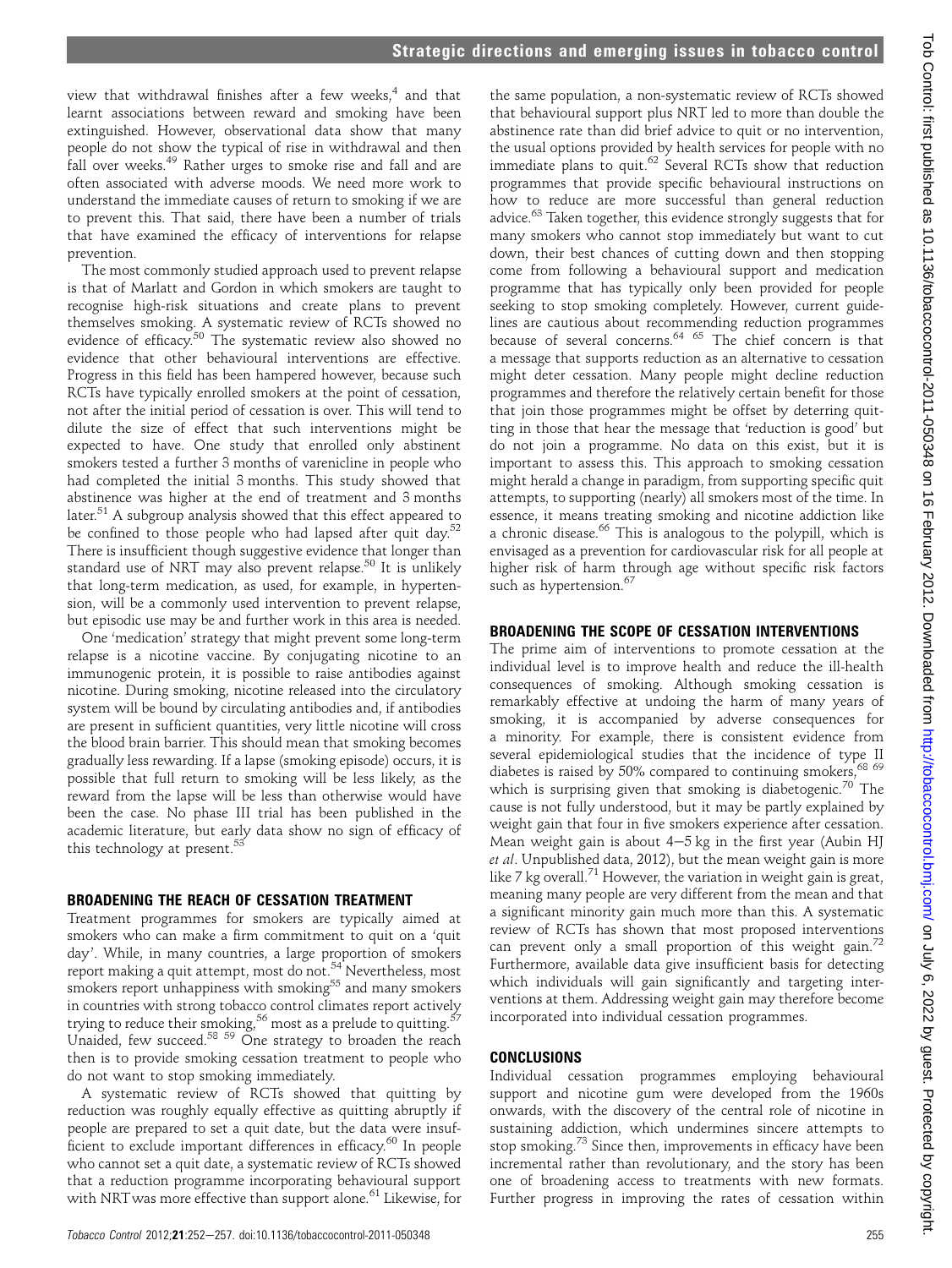view that withdrawal finishes after a few weeks,[4] and that learnt associations between reward and smoking have been extinguished. However, observational data show that many people do not show the typical of rise in withdrawal and then fall over weeks.[49] Rather urges to smoke rise and fall and are often associated with adverse moods. We need more work to understand the immediate causes of return to smoking if we are to prevent this. That said, there have been a number of trials that have examined the efficacy of interventions for relapse prevention.

The most commonly studied approach used to prevent relapse is that of Marlatt and Gordon in which smokers are taught to recognise high-risk situations and create plans to prevent themselves smoking. A systematic review of RCTs showed no evidence of efficacy.[50] The systematic review also showed no evidence that other behavioural interventions are effective. Progress in this field has been hampered however, because such RCTs have typically enrolled smokers at the point of cessation, not after the initial period of cessation is over. This will tend to dilute the size of effect that such interventions might be expected to have. One study that enrolled only abstinent smokers tested a further 3 months of varenicline in people who had completed the initial 3 months. This study showed that abstinence was higher at the end of treatment and 3 months later.[51] A subgroup analysis showed that this effect appeared to be confined to those people who had lapsed after quit day.[52] There is insufficient though suggestive evidence that longer than standard use of NRT may also prevent relapse.[50] It is unlikely that long-term medication, as used, for example, in hypertension, will be a commonly used intervention to prevent relapse, but episodic use may be and further work in this area is needed.

One 'medication' strategy that might prevent some long-term relapse is a nicotine vaccine. By conjugating nicotine to an immunogenic protein, it is possible to raise antibodies against nicotine. During smoking, nicotine released into the circulatory system will be bound by circulating antibodies and, if antibodies are present in sufficient quantities, very little nicotine will cross the blood brain barrier. This should mean that smoking becomes gradually less rewarding. If a lapse (smoking episode) occurs, it is possible that full return to smoking will be less likely, as the reward from the lapse will be less than otherwise would have been the case. No phase III trial has been published in the academic literature, but early data show no sign of efficacy of this technology at present.[53]

## BROADENING THE REACH OF CESSATION TREATMENT

Treatment programmes for smokers are typically aimed at smokers who can make a firm commitment to quit on a 'quit day'. While, in many countries, a large proportion of smokers report making a quit attempt, most do not.[54] Nevertheless, most smokers report unhappiness with smoking[55] and many smokers in countries with strong tobacco control climates report actively trying to reduce their smoking,[56] most as a prelude to quitting.[57] Unaided, few succeed.[58 59] One strategy to broaden the reach then is to provide smoking cessation treatment to people who do not want to stop smoking immediately.

A systematic review of RCTs showed that quitting by reduction was roughly equally effective as quitting abruptly if people are prepared to set a quit date, but the data were insufficient to exclude important differences in efficacy.[60] In people who cannot set a quit date, a systematic review of RCTs showed that a reduction programme incorporating behavioural support with NRT was more effective than support alone.[61] Likewise, for the same population, a non-systematic review of RCTs showed that behavioural support plus NRT led to more than double the abstinence rate than did brief advice to quit or no intervention, the usual options provided by health services for people with no immediate plans to quit.[62] Several RCTs show that reduction programmes that provide specific behavioural instructions on how to reduce are more successful than general reduction advice.[63] Taken together, this evidence strongly suggests that for many smokers who cannot stop immediately but want to cut down, their best chances of cutting down and then stopping come from following a behavioural support and medication programme that has typically only been provided for people seeking to stop smoking completely. However, current guidelines are cautious about recommending reduction programmes because of several concerns.[64 65] The chief concern is that a message that supports reduction as an alternative to cessation might deter cessation. Many people might decline reduction programmes and therefore the relatively certain benefit for those that join those programmes might be offset by deterring quitting in those that hear the message that 'reduction is good' but do not join a programme. No data on this exist, but it is important to assess this. This approach to smoking cessation might herald a change in paradigm, from supporting specific quit attempts, to supporting (nearly) all smokers most of the time. In essence, it means treating smoking and nicotine addiction like a chronic disease.[66] This is analogous to the polypill, which is envisaged as a prevention for cardiovascular risk for all people at higher risk of harm through age without specific risk factors such as hypertension.[67]

## BROADENING THE SCOPE OF CESSATION INTERVENTIONS

The prime aim of interventions to promote cessation at the individual level is to improve health and reduce the ill-health consequences of smoking. Although smoking cessation is remarkably effective at undoing the harm of many years of smoking, it is accompanied by adverse consequences for a minority. For example, there is consistent evidence from several epidemiological studies that the incidence of type II diabetes is raised by 50% compared to continuing smokers,[68 69] which is surprising given that smoking is diabetogenic.[70] The cause is not fully understood, but it may be partly explained by weight gain that four in five smokers experience after cessation. Mean weight gain is about 4–5 kg in the first year (Aubin HJ *et al*. Unpublished data, 2012), but the mean weight gain is more like 7 kg overall.[71] However, the variation in weight gain is great, meaning many people are very different from the mean and that a significant minority gain much more than this. A systematic review of RCTs has shown that most proposed interventions can prevent only a small proportion of this weight gain.[72] Furthermore, available data give insufficient basis for detecting which individuals will gain significantly and targeting interventions at them. Addressing weight gain may therefore become incorporated into individual cessation programmes.

## CONCLUSIONS

Individual cessation programmes employing behavioural support and nicotine gum were developed from the 1960s onwards, with the discovery of the central role of nicotine in sustaining addiction, which undermines sincere attempts to stop smoking.[73] Since then, improvements in efficacy have been incremental rather than revolutionary, and the story has been one of broadening access to treatments with new formats. Further progress in improving the rates of cessation within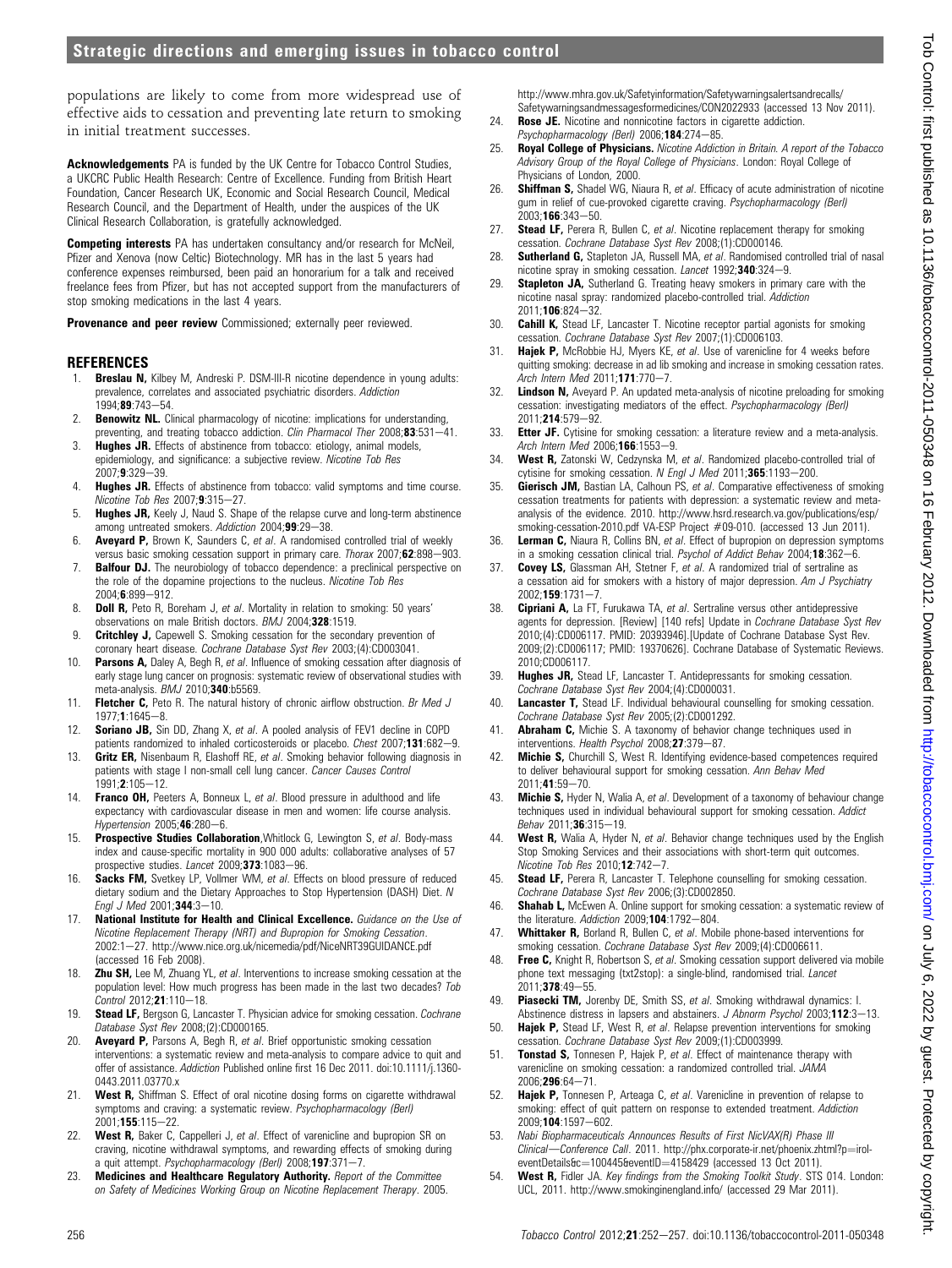populations are likely to come from more widespread use of effective aids to cessation and preventing late return to smoking in initial treatment successes.

**Acknowledgements** PA is funded by the UK Centre for Tobacco Control Studies, a UKCRC Public Health Research: Centre of Excellence. Funding from British Heart Foundation, Cancer Research UK, Economic and Social Research Council, Medical Research Council, and the Department of Health, under the auspices of the UK Clinical Research Collaboration, is gratefully acknowledged.

**Competing interests** PA has undertaken consultancy and/or research for McNeil, Pfizer and Xenova (now Celtic) Biotechnology. MR has in the last 5 years had conference expenses reimbursed, been paid an honorarium for a talk and received freelance fees from Pfizer, but has not accepted support from the manufacturers of stop smoking medications in the last 4 years.

**Provenance and peer review** Commissioned; externally peer reviewed.

## REFERENCES

1. **Breslau N,** Kilbey M, Andreski P. DSM-III-R nicotine dependence in young adults: prevalence, correlates and associated psychiatric disorders. *Addiction* 1994;**89**:743—54.
2. **Benowitz NL.** Clinical pharmacology of nicotine: implications for understanding, preventing, and treating tobacco addiction. *Clin Pharmacol Ther* 2008;**83**:531—41.
3. **Hughes JR.** Effects of abstinence from tobacco: etiology, animal models, epidemiology, and significance: a subjective review. *Nicotine Tob Res* 2007;**9**:329—39.
4. **Hughes JR.** Effects of abstinence from tobacco: valid symptoms and time course. *Nicotine Tob Res* 2007;**9**:315—27.
5. **Hughes JR,** Keely J, Naud S. Shape of the relapse curve and long-term abstinence among untreated smokers. *Addiction* 2004;**99**:29—38.
6. **Aveyard P,** Brown K, Saunders C, *et al*. A randomised controlled trial of weekly versus basic smoking cessation support in primary care. *Thorax* 2007;**62**:898—903.
7. **Balfour DJ.** The neurobiology of tobacco dependence: a preclinical perspective on the role of the dopamine projections to the nucleus. *Nicotine Tob Res* 2004;**6**:899—912.
8. **Doll R,** Peto R, Boreham J, *et al*. Mortality in relation to smoking: 50 years' observations on male British doctors. *BMJ* 2004;**328**:1519.
9. **Critchley J,** Capewell S. Smoking cessation for the secondary prevention of coronary heart disease. *Cochrane Database Syst Rev* 2003;(4):CD003041.
10. **Parsons A,** Daley A, Begh R, *et al*. Influence of smoking cessation after diagnosis of early stage lung cancer on prognosis: systematic review of observational studies with meta-analysis. *BMJ* 2010;**340**:b5569.
11. **Fletcher C,** Peto R. The natural history of chronic airflow obstruction. *Br Med J* 1977;**1**:1645—8.
12. **Soriano JB,** Sin DD, Zhang X, *et al*. A pooled analysis of FEV1 decline in COPD patients randomized to inhaled corticosteroids or placebo. *Chest* 2007;**131**:682—9.
13. **Gritz ER,** Nisenbaum R, Elashoff RE, *et al*. Smoking behavior following diagnosis in patients with stage I non-small cell lung cancer. *Cancer Causes Control* 1991;**2**:105—12.
14. **Franco OH,** Peeters A, Bonneux L, *et al*. Blood pressure in adulthood and life expectancy with cardiovascular disease in men and women: life course analysis. *Hypertension* 2005;**46**:280—6.
15. **Prospective Studies Collaboration**,Whitlock G, Lewington S, *et al*. Body-mass index and cause-specific mortality in 900 000 adults: collaborative analyses of 57 prospective studies. *Lancet* 2009;**373**:1083—96.
16. **Sacks FM,** Svetkey LP, Vollmer WM, *et al*. Effects on blood pressure of reduced dietary sodium and the Dietary Approaches to Stop Hypertension (DASH) Diet. *N Engl J Med* 2001;**344**:3—10.
17. **National Institute for Health and Clinical Excellence.** *Guidance on the Use of Nicotine Replacement Therapy (NRT) and Bupropion for Smoking Cessation*. 2002:1—27. http://www.nice.org.uk/nicemedia/pdf/NiceNRT39GUIDANCE.pdf (accessed 16 Feb 2008).
18. **Zhu SH,** Lee M, Zhuang YL, *et al*. Interventions to increase smoking cessation at the population level: How much progress has been made in the last two decades? *Tob Control* 2012;**21**:110—18.
19. **Stead LF,** Bergson G, Lancaster T. Physician advice for smoking cessation. *Cochrane Database Syst Rev* 2008;(2):CD000165.
20. **Aveyard P,** Parsons A, Begh R, *et al*. Brief opportunistic smoking cessation interventions: a systematic review and meta-analysis to compare advice to quit and offer of assistance. *Addiction* Published online first 16 Dec 2011. doi:10.1111/j.1360-0443.2011.03770.x
21. **West R,** Shiffman S. Effect of oral nicotine dosing forms on cigarette withdrawal symptoms and craving: a systematic review. *Psychopharmacology (Berl)* 2001;**155**:115—22.
22. **West R,** Baker C, Cappelleri J, *et al*. Effect of varenicline and bupropion SR on craving, nicotine withdrawal symptoms, and rewarding effects of smoking during a quit attempt. *Psychopharmacology (Berl)* 2008;**197**:371—7.
23. **Medicines and Healthcare Regulatory Authority.** *Report of the Committee on Safety of Medicines Working Group on Nicotine Replacement Therapy*. 2005. http://www.mhra.gov.uk/Safetyinformation/Safetywarningsalertsandrecalls/Safetywarningsandmessagesformedicines/CON2022933 (accessed 13 Nov 2011).
24. **Rose JE.** Nicotine and nonnicotine factors in cigarette addiction. *Psychopharmacology (Berl)* 2006;**184**:274—85.
25. **Royal College of Physicians.** *Nicotine Addiction in Britain. A report of the Tobacco Advisory Group of the Royal College of Physicians*. London: Royal College of Physicians of London, 2000.
26. **Shiffman S,** Shadel WG, Niaura R, *et al*. Efficacy of acute administration of nicotine gum in relief of cue-provoked cigarette craving. *Psychopharmacology (Berl)* 2003;**166**:343—50.
27. **Stead LF,** Perera R, Bullen C, *et al*. Nicotine replacement therapy for smoking cessation. *Cochrane Database Syst Rev* 2008;(1):CD000146.
28. **Sutherland G,** Stapleton JA, Russell MA, *et al*. Randomised controlled trial of nasal nicotine spray in smoking cessation. *Lancet* 1992;**340**:324—9.
29. **Stapleton JA,** Sutherland G. Treating heavy smokers in primary care with the nicotine nasal spray: randomized placebo-controlled trial. *Addiction* 2011;**106**:824—32.
30. **Cahill K,** Stead LF, Lancaster T. Nicotine receptor partial agonists for smoking cessation. *Cochrane Database Syst Rev* 2007;(1):CD006103.
31. **Hajek P,** McRobbie HJ, Myers KE, *et al*. Use of varenicline for 4 weeks before quitting smoking: decrease in ad lib smoking and increase in smoking cessation rates. *Arch Intern Med* 2011;**171**:770—7.
32. **Lindson N,** Aveyard P. An updated meta-analysis of nicotine preloading for smoking cessation: investigating mediators of the effect. *Psychopharmacology (Berl)* 2011;**214**:579—92.
33. **Etter JF.** Cytisine for smoking cessation: a literature review and a meta-analysis. *Arch Intern Med* 2006;**166**:1553—9.
34. **West R,** Zatonski W, Cedzynska M, *et al*. Placebo-controlled trial of cytisine for smoking cessation. *N Engl J Med* 2011;**365**:1193—200.
35. **Gierisch JM,** Bastian LA, Calhoun PS, *et al*. Comparative effectiveness of smoking cessation treatments for patients with depression: a systematic review and meta-analysis of the evidence. 2010. http://www.hsrd.research.va.gov/publications/esp/smoking-cessation-2010.pdf VA-ESP Project #09-010. (accessed 13 Jun 2011).
36. **Lerman C,** Niaura R, Collins BN, *et al*. Effect of bupropion on depression symptoms in a smoking cessation clinical trial. *Psychol of Addict Behav* 2004;**18**:362—6.
37. **Covey LS,** Glassman AH, Stetner F, *et al*. A randomized trial of sertraline as a cessation aid for smokers with a history of major depression. *Am J Psychiatry* 2002;**159**:1731—7.
38. **Cipriani A,** La FT, Furukawa TA, *et al*. Sertraline versus other antidepressive agents for depression. [Review] [140 refs] Update in *Cochrane Database Syst Rev* 2010;(4):CD006117. PMID: 20393946].[Update of Cochrane Database Syst Rev. 2009;(2):CD006117; PMID: 19370626]. Cochrane Database of Systematic Reviews. 2010;CD006117.
39. **Hughes JR,** Stead LF, Lancaster T. Antidepressants for smoking cessation. *Cochrane Database Syst Rev* 2004;(4):CD000031.
40. **Lancaster T,** Stead LF. Individual behavioural counselling for smoking cessation. *Cochrane Database Syst Rev* 2005;(2):CD001292.
41. **Abraham C,** Michie S. A taxonomy of behavior change techniques used in interventions. *Health Psychol* 2008;**27**:379—87.
42. **Michie S,** Churchill S, West R. Identifying evidence-based competences required to deliver behavioural support for smoking cessation. *Ann Behav Med* 2011;**41**:59—70.
43. **Michie S,** Hyder N, Walia A, *et al*. Development of a taxonomy of behaviour change techniques used in individual behavioural support for smoking cessation. *Addict Behav* 2011;**36**:315—19.
44. **West R,** Walia A, Hyder N, *et al*. Behavior change techniques used by the English Stop Smoking Services and their associations with short-term quit outcomes. *Nicotine Tob Res* 2010;**12**:742—7.
45. **Stead LF,** Perera R, Lancaster T. Telephone counselling for smoking cessation. *Cochrane Database Syst Rev* 2006;(3):CD002850.
46. **Shahab L,** McEwen A. Online support for smoking cessation: a systematic review of the literature. *Addiction* 2009;**104**:1792—804.
47. **Whittaker R,** Borland R, Bullen C, *et al*. Mobile phone-based interventions for smoking cessation. *Cochrane Database Syst Rev* 2009;(4):CD006611.
48. **Free C,** Knight R, Robertson S, *et al*. Smoking cessation support delivered via mobile phone text messaging (txt2stop): a single-blind, randomised trial. *Lancet* 2011;**378**:49—55.
49. **Piasecki TM,** Jorenby DE, Smith SS, *et al*. Smoking withdrawal dynamics: I. Abstinence distress in lapsers and abstainers. *J Abnorm Psychol* 2003;**112**:3—13.
50. **Hajek P,** Stead LF, West R, *et al*. Relapse prevention interventions for smoking cessation. *Cochrane Database Syst Rev* 2009;(1):CD003999.
51. **Tonstad S,** Tonnesen P, Hajek P, *et al*. Effect of maintenance therapy with varenicline on smoking cessation: a randomized controlled trial. *JAMA* 2006;**296**:64—71.
52. **Hajek P,** Tonnesen P, Arteaga C, *et al*. Varenicline in prevention of relapse to smoking: effect of quit pattern on response to extended treatment. *Addiction* 2009;**104**:1597—602.
53. *Nabi Biopharmaceuticals Announces Results of First NicVAX(R) Phase III Clinical—Conference Call*. 2011. http://phx.corporate-ir.net/phoenix.zhtml?p=irol-eventDetails&c=100445&eventID=4158429 (accessed 13 Oct 2011).
54. **West R,** Fidler JA. *Key findings from the Smoking Toolkit Study*. STS 014. London: UCL, 2011. http://www.smokinginengland.info/ (accessed 29 Mar 2011).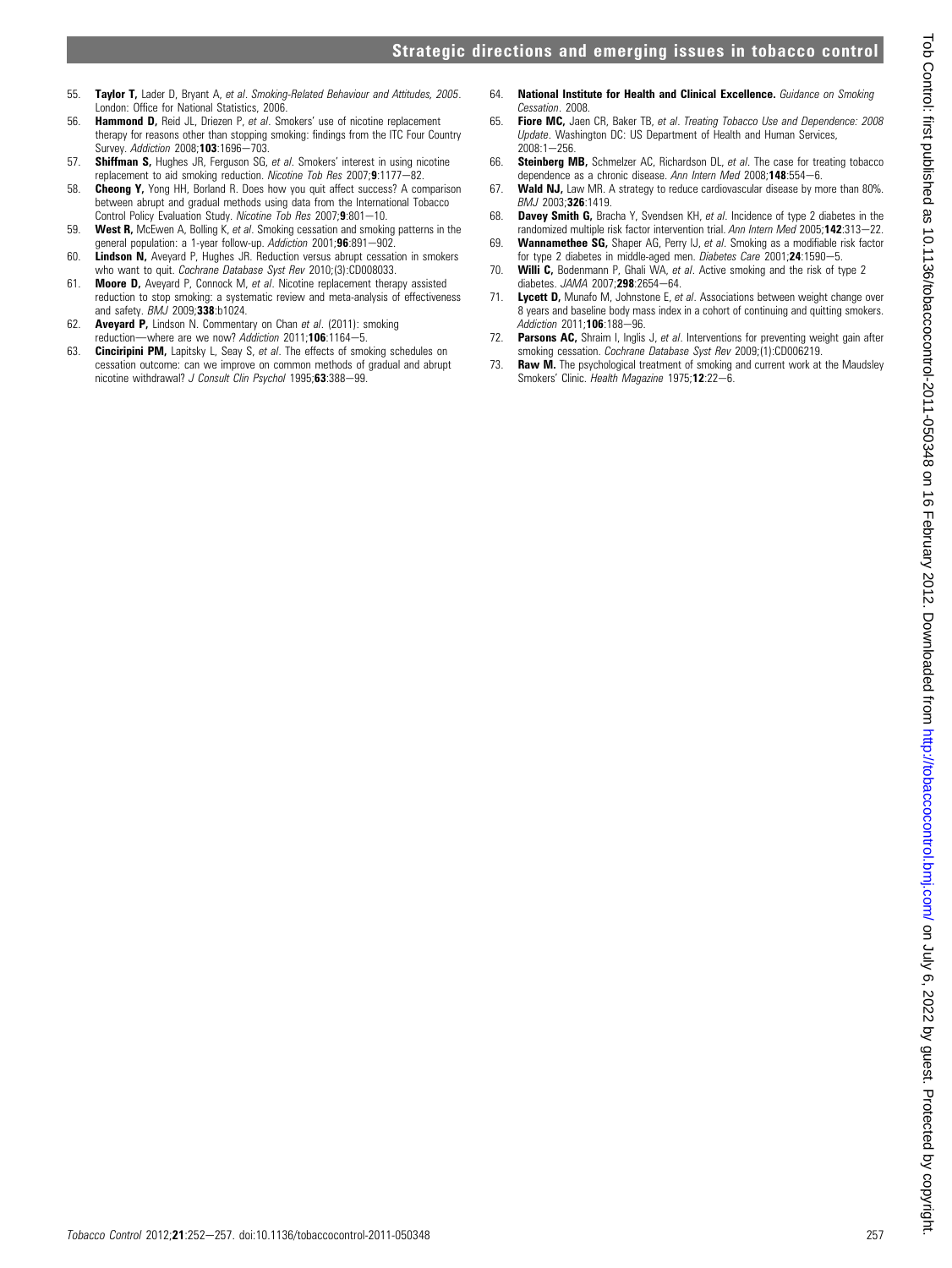55. **Taylor T,** Lader D, Bryant A, *et al*. *Smoking-Related Behaviour and Attitudes, 2005*. London: Office for National Statistics, 2006.
56. **Hammond D,** Reid JL, Driezen P, *et al*. Smokers' use of nicotine replacement therapy for reasons other than stopping smoking: findings from the ITC Four Country Survey. *Addiction* 2008;**103**:1696—703.
57. **Shiffman S,** Hughes JR, Ferguson SG, *et al*. Smokers' interest in using nicotine replacement to aid smoking reduction. *Nicotine Tob Res* 2007;**9**:1177—82.
58. **Cheong Y,** Yong HH, Borland R. Does how you quit affect success? A comparison between abrupt and gradual methods using data from the International Tobacco Control Policy Evaluation Study. *Nicotine Tob Res* 2007;**9**:801—10.
59. **West R,** McEwen A, Bolling K, *et al*. Smoking cessation and smoking patterns in the general population: a 1-year follow-up. *Addiction* 2001;**96**:891—902.
60. **Lindson N,** Aveyard P, Hughes JR. Reduction versus abrupt cessation in smokers who want to quit. *Cochrane Database Syst Rev* 2010;(3):CD008033.
61. **Moore D,** Aveyard P, Connock M, *et al*. Nicotine replacement therapy assisted reduction to stop smoking: a systematic review and meta-analysis of effectiveness and safety. *BMJ* 2009;**338**:b1024.
62. **Aveyard P,** Lindson N. Commentary on Chan *et al*. (2011): smoking reduction—where are we now? *Addiction* 2011;**106**:1164—5.
63. **Cinciripini PM,** Lapitsky L, Seay S, *et al*. The effects of smoking schedules on cessation outcome: can we improve on common methods of gradual and abrupt nicotine withdrawal? *J Consult Clin Psychol* 1995;**63**:388—99.
64. **National Institute for Health and Clinical Excellence.** *Guidance on Smoking Cessation*. 2008.
65. **Fiore MC,** Jaen CR, Baker TB, *et al*. *Treating Tobacco Use and Dependence: 2008 Update*. Washington DC: US Department of Health and Human Services, 2008:1—256.
66. **Steinberg MB,** Schmelzer AC, Richardson DL, *et al*. The case for treating tobacco dependence as a chronic disease. *Ann Intern Med* 2008;**148**:554—6.
67. **Wald NJ,** Law MR. A strategy to reduce cardiovascular disease by more than 80%. *BMJ* 2003;**326**:1419.
68. **Davey Smith G,** Bracha Y, Svendsen KH, *et al*. Incidence of type 2 diabetes in the randomized multiple risk factor intervention trial. *Ann Intern Med* 2005;**142**:313—22.
69. **Wannamethee SG,** Shaper AG, Perry IJ, *et al*. Smoking as a modifiable risk factor for type 2 diabetes in middle-aged men. *Diabetes Care* 2001;**24**:1590—5.
70. **Willi C,** Bodenmann P, Ghali WA, *et al*. Active smoking and the risk of type 2 diabetes. *JAMA* 2007;**298**:2654—64.
71. **Lycett D,** Munafo M, Johnstone E, *et al*. Associations between weight change over 8 years and baseline body mass index in a cohort of continuing and quitting smokers. *Addiction* 2011;**106**:188—96.
72. **Parsons AC,** Shraim I, Inglis J, *et al*. Interventions for preventing weight gain after smoking cessation. *Cochrane Database Syst Rev* 2009;(1):CD006219.
73. **Raw M.** The psychological treatment of smoking and current work at the Maudsley Smokers' Clinic. *Health Magazine* 1975;**12**:22—6.